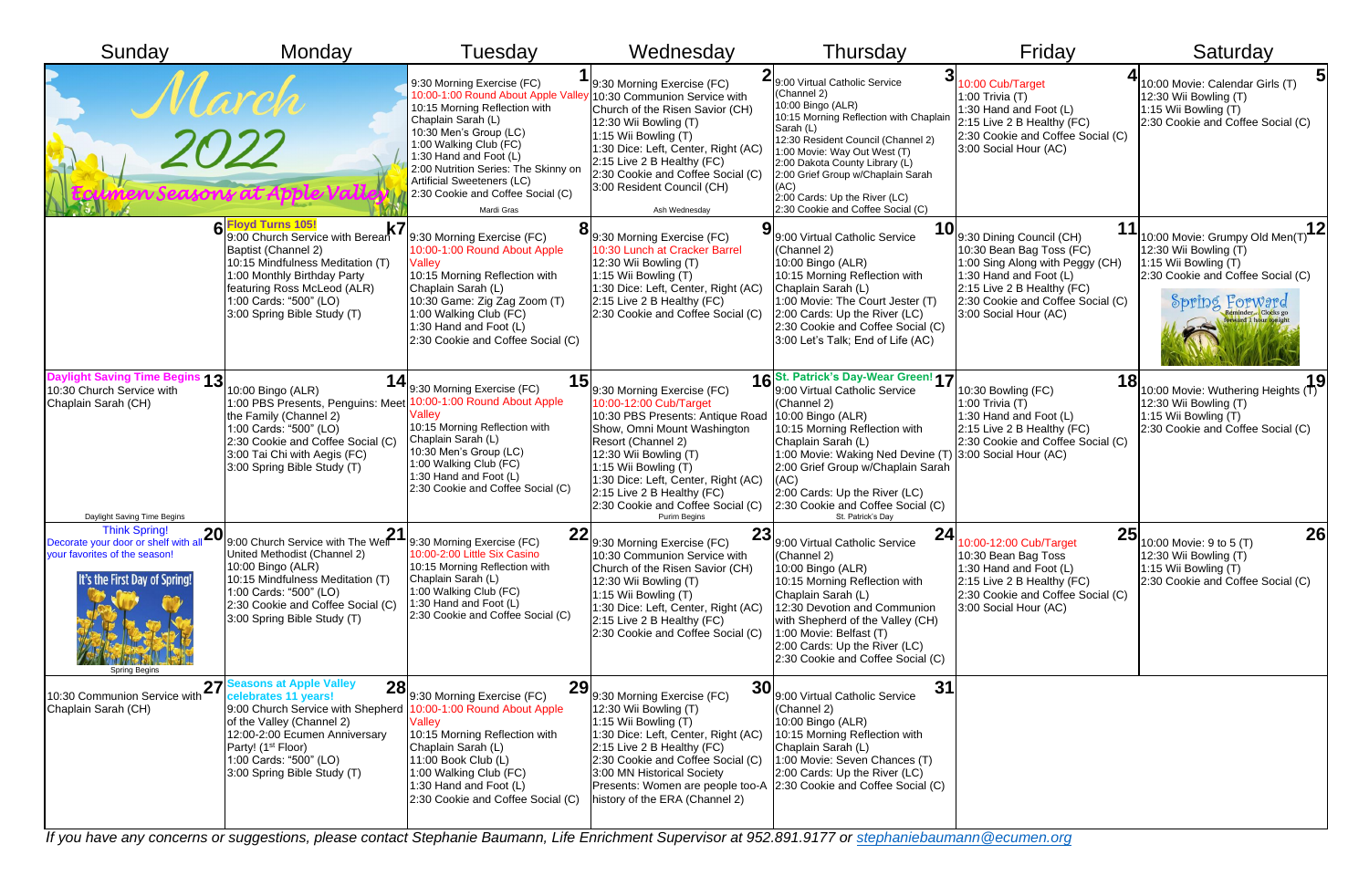# March 2022

## Ecumen Seasons at Apple Valley

| Sunday | Monday | Tuesday | Wednesday | Thursday | Friday | Saturday |
|---|---|---|---|---|---|---|
| | | **1**<br>9:30 Morning Exercise (FC)<br>10:00-1:00 Round About Apple Valley<br>10:15 Morning Reflection with Chaplain Sarah (L)<br>10:30 Men's Group (LC)<br>1:00 Walking Club (FC)<br>1:30 Hand and Foot (L)<br>2:00 Nutrition Series: The Skinny on Artificial Sweeteners (LC)<br>2:30 Cookie and Coffee Social (C)<br>Mardi Gras | **2**<br>9:30 Morning Exercise (FC)<br>10:30 Communion Service with Church of the Risen Savior (CH)<br>12:30 Wii Bowling (T)<br>1:15 Wii Bowling (T)<br>1:30 Dice: Left, Center, Right (AC)<br>2:15 Live 2 B Healthy (FC)<br>2:30 Cookie and Coffee Social (C)<br>3:00 Resident Council (CH)<br>Ash Wednesday | **3**<br>9:00 Virtual Catholic Service (Channel 2)<br>10:00 Bingo (ALR)<br>10:15 Morning Reflection with Chaplain Sarah (L)<br>12:30 Resident Council (Channel 2)<br>1:00 Movie: Way Out West (T)<br>2:00 Dakota County Library (L)<br>2:00 Grief Group w/Chaplain Sarah (AC)<br>2:00 Cards: Up the River (LC)<br>2:30 Cookie and Coffee Social (C) | **4**<br>10:00 Cub/Target<br>1:00 Trivia (T)<br>1:30 Hand and Foot (L)<br>2:15 Live 2 B Healthy (FC)<br>2:30 Cookie and Coffee Social (C)<br>3:00 Social Hour (AC) | **5**<br>10:00 Movie: Calendar Girls (T)<br>12:30 Wii Bowling (T)<br>1:15 Wii Bowling (T)<br>2:30 Cookie and Coffee Social (C) |
| **6** | **7**<br>**Floyd Turns 105!**<br>9:00 Church Service with Berean Baptist (Channel 2)<br>10:15 Mindfulness Meditation (T)<br>1:00 Monthly Birthday Party featuring Ross McLeod (ALR)<br>1:00 Cards: "500" (LO)<br>3:00 Spring Bible Study (T) | **8**<br>9:30 Morning Exercise (FC)<br>10:00-1:00 Round About Apple Valley<br>10:15 Morning Reflection with Chaplain Sarah (L)<br>10:30 Game: Zig Zag Zoom (T)<br>1:00 Walking Club (FC)<br>1:30 Hand and Foot (L)<br>2:30 Cookie and Coffee Social (C) | **9**<br>9:30 Morning Exercise (FC)<br>10:30 Lunch at Cracker Barrel<br>12:30 Wii Bowling (T)<br>1:15 Wii Bowling (T)<br>1:30 Dice: Left, Center, Right (AC)<br>2:15 Live 2 B Healthy (FC)<br>2:30 Cookie and Coffee Social (C) | **10**<br>9:00 Virtual Catholic Service (Channel 2)<br>10:00 Bingo (ALR)<br>10:15 Morning Reflection with Chaplain Sarah (L)<br>1:00 Movie: The Court Jester (T)<br>2:00 Cards: Up the River (LC)<br>2:30 Cookie and Coffee Social (C)<br>3:00 Let's Talk; End of Life (AC) | **11**<br>9:30 Dining Council (CH)<br>10:30 Bean Bag Toss (FC)<br>1:00 Sing Along with Peggy (CH)<br>1:30 Hand and Foot (L)<br>2:15 Live 2 B Healthy (FC)<br>2:30 Cookie and Coffee Social (C)<br>3:00 Social Hour (AC) | **12**<br>10:00 Movie: Grumpy Old Men (T)<br>12:30 Wii Bowling (T)<br>1:15 Wii Bowling (T)<br>2:30 Cookie and Coffee Social (C)<br>Spring Forward<br>Reminder... Clocks go forward 1 hour tonight |
| **13**<br>**Daylight Saving Time Begins**<br>10:30 Church Service with Chaplain Sarah (CH)<br>Daylight Saving Time Begins | **14**<br>10:00 Bingo (ALR)<br>1:00 PBS Presents, Penguins: Meet the Family (Channel 2)<br>1:00 Cards: "500" (LO)<br>2:30 Cookie and Coffee Social (C)<br>3:00 Tai Chi with Aegis (FC)<br>3:00 Spring Bible Study (T) | **15**<br>9:30 Morning Exercise (FC)<br>10:00-1:00 Round About Apple Valley<br>10:15 Morning Reflection with Chaplain Sarah (L)<br>10:30 Men's Group (LC)<br>1:00 Walking Club (FC)<br>1:30 Hand and Foot (L)<br>2:30 Cookie and Coffee Social (C) | **16**<br>9:30 Morning Exercise (FC)<br>10:00-12:00 Cub/Target<br>10:30 PBS Presents: Antique Road Show, Omni Mount Washington Resort (Channel 2)<br>12:30 Wii Bowling (T)<br>1:15 Wii Bowling (T)<br>1:30 Dice: Left, Center, Right (AC)<br>2:15 Live 2 B Healthy (FC)<br>2:30 Cookie and Coffee Social (C)<br>Purim Begins | **17**<br>**St. Patrick's Day-Wear Green!**<br>9:00 Virtual Catholic Service (Channel 2)<br>10:00 Bingo (ALR)<br>10:15 Morning Reflection with Chaplain Sarah (L)<br>1:00 Movie: Waking Ned Devine (T)<br>2:00 Grief Group w/Chaplain Sarah (AC)<br>2:00 Cards: Up the River (LC)<br>2:30 Cookie and Coffee Social (C)<br>St. Patrick's Day | **18**<br>10:30 Bowling (FC)<br>1:00 Trivia (T)<br>1:30 Hand and Foot (L)<br>2:15 Live 2 B Healthy (FC)<br>2:30 Cookie and Coffee Social (C)<br>3:00 Social Hour (AC) | **19**<br>10:00 Movie: Wuthering Heights (T)<br>12:30 Wii Bowling (T)<br>1:15 Wii Bowling (T)<br>2:30 Cookie and Coffee Social (C) |
| **20**<br>**Think Spring!**<br>Decorate your door or shelf with all your favorites of the season!<br>It's the First Day of Spring!<br>Spring Begins | **21**<br>9:00 Church Service with The Well United Methodist (Channel 2)<br>10:00 Bingo (ALR)<br>10:15 Mindfulness Meditation (T)<br>1:00 Cards: "500" (LO)<br>2:30 Cookie and Coffee Social (C)<br>3:00 Spring Bible Study (T) | **22**<br>9:30 Morning Exercise (FC)<br>10:00-2:00 Little Six Casino<br>10:15 Morning Reflection with Chaplain Sarah (L)<br>1:00 Walking Club (FC)<br>1:30 Hand and Foot (L)<br>2:30 Cookie and Coffee Social (C) | **23**<br>9:30 Morning Exercise (FC)<br>10:30 Communion Service with Church of the Risen Savior (CH)<br>12:30 Wii Bowling (T)<br>1:15 Wii Bowling (T)<br>1:30 Dice: Left, Center, Right (AC)<br>2:15 Live 2 B Healthy (FC)<br>2:30 Cookie and Coffee Social (C) | **24**<br>9:00 Virtual Catholic Service (Channel 2)<br>10:00 Bingo (ALR)<br>10:15 Morning Reflection with Chaplain Sarah (L)<br>12:30 Devotion and Communion with Shepherd of the Valley (CH)<br>1:00 Movie: Belfast (T)<br>2:00 Cards: Up the River (LC)<br>2:30 Cookie and Coffee Social (C) | **25**<br>10:00-12:00 Cub/Target<br>10:30 Bean Bag Toss<br>1:30 Hand and Foot (L)<br>2:15 Live 2 B Healthy (FC)<br>2:30 Cookie and Coffee Social (C)<br>3:00 Social Hour (AC) | **26**<br>10:00 Movie: 9 to 5 (T)<br>12:30 Wii Bowling (T)<br>1:15 Wii Bowling (T)<br>2:30 Cookie and Coffee Social (C) |
| **27**<br>10:30 Communion Service with Chaplain Sarah (CH) | **28**<br>**Seasons at Apple Valley celebrates 11 years!**<br>9:00 Church Service with Shepherd of the Valley (Channel 2)<br>12:00-2:00 Ecumen Anniversary Party! (1st Floor)<br>1:00 Cards: "500" (LO)<br>3:00 Spring Bible Study (T) | **29**<br>9:30 Morning Exercise (FC)<br>10:00-1:00 Round About Apple Valley<br>10:15 Morning Reflection with Chaplain Sarah (L)<br>11:00 Book Club (L)<br>1:00 Walking Club (FC)<br>1:30 Hand and Foot (L)<br>2:30 Cookie and Coffee Social (C) | **30**<br>9:30 Morning Exercise (FC)<br>12:30 Wii Bowling (T)<br>1:15 Wii Bowling (T)<br>1:30 Dice: Left, Center, Right (AC)<br>2:15 Live 2 B Healthy (FC)<br>2:30 Cookie and Coffee Social (C)<br>3:00 MN Historical Society Presents: Women are people too-A history of the ERA (Channel 2) | **31**<br>9:00 Virtual Catholic Service (Channel 2)<br>10:00 Bingo (ALR)<br>10:15 Morning Reflection with Chaplain Sarah (L)<br>1:00 Movie: Seven Chances (T)<br>2:00 Cards: Up the River (LC)<br>2:30 Cookie and Coffee Social (C) | | |

*If you have any concerns or suggestions, please contact Stephanie Baumann, Life Enrichment Supervisor at 952.891.9177 or stephaniebaumann@ecumen.org*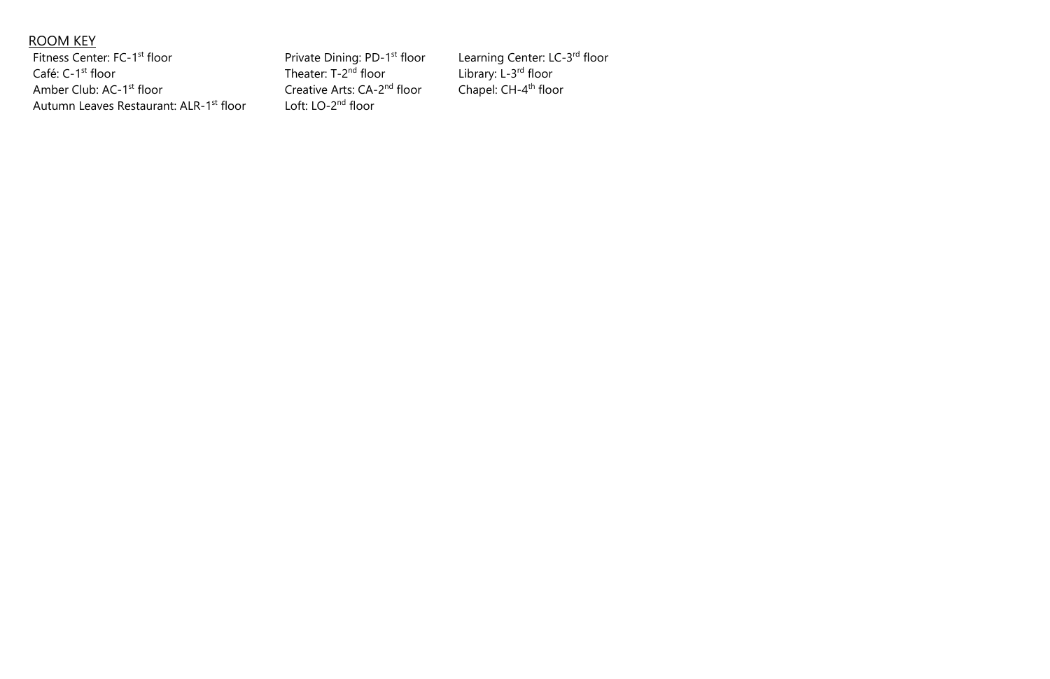ROOM KEY

Fitness Center: FC-1st floor
Café: C-1st floor
Amber Club: AC-1st floor
Autumn Leaves Restaurant: ALR-1st floor
Private Dining: PD-1st floor
Theater: T-2nd floor
Creative Arts: CA-2nd floor
Loft: LO-2nd floor
Learning Center: LC-3rd floor
Library: L-3rd floor
Chapel: CH-4th floor